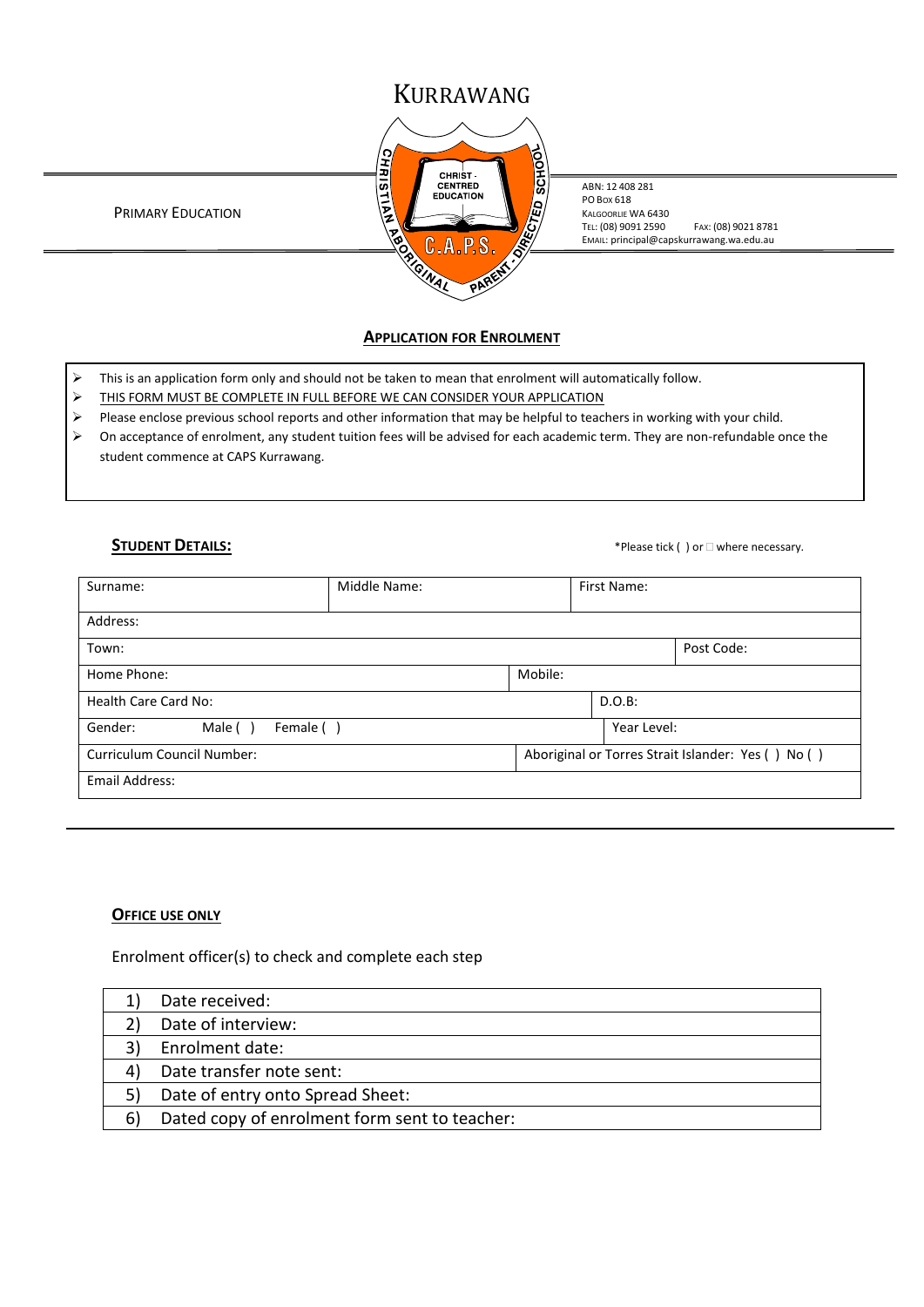# KURRAWANG

PRIMARY EDUCATION

ABN: 12 408 281
PO BOX 618
KALGOORLIE WA 6430
TEL: (08) 9091 2590 FAX: (08) 9021 8781
EMAIL: principal@capskurrawang.wa.edu.au

## APPLICATION FOR ENROLMENT

- This is an application form only and should not be taken to mean that enrolment will automatically follow.
- THIS FORM MUST BE COMPLETE IN FULL BEFORE WE CAN CONSIDER YOUR APPLICATION
- Please enclose previous school reports and other information that may be helpful to teachers in working with your child.
- On acceptance of enrolment, any student tuition fees will be advised for each academic term. They are non-refundable once the student commence at CAPS Kurrawang.

### STUDENT DETAILS:

*Please tick ( ) or □ where necessary.

| Surname: | Middle Name: | First Name: |
|---|---|---|
| Address: | | |
| Town: | | Post Code: |
| Home Phone: | Mobile: | |
| Health Care Card No: | D.O.B: | |
| Gender: Male ( ) Female ( ) | Year Level: | |
| Curriculum Council Number: | Aboriginal or Torres Strait Islander: Yes ( ) No ( ) | |
| Email Address: | | |

### OFFICE USE ONLY

Enrolment officer(s) to check and complete each step

| | |
|---|---|
| 1) | Date received: |
| 2) | Date of interview: |
| 3) | Enrolment date: |
| 4) | Date transfer note sent: |
| 5) | Date of entry onto Spread Sheet: |
| 6) | Dated copy of enrolment form sent to teacher: |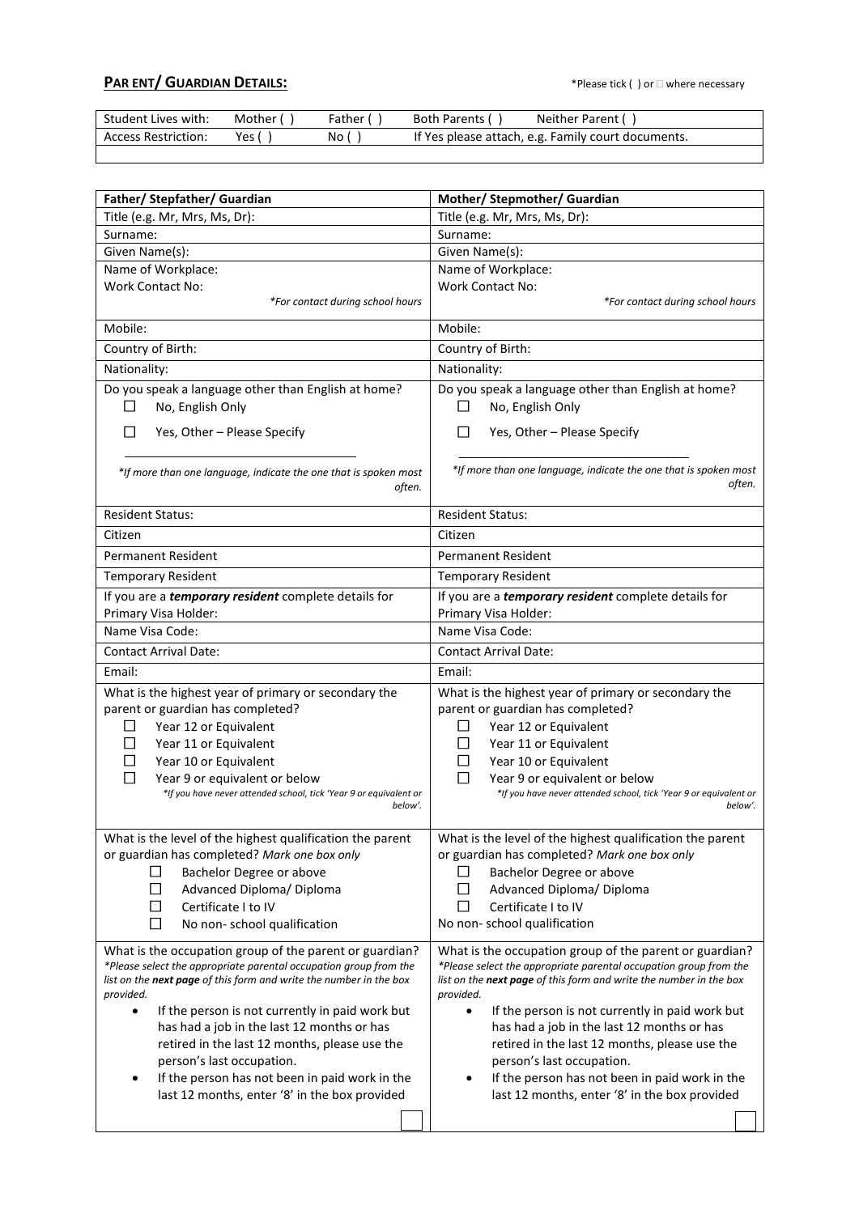**PAR ENT/ GUARDIAN DETAILS:**

*Please tick ( ) or ☐ where necessary

| Student Lives with: | Mother ( ) | Father ( ) | Both Parents ( ) | Neither Parent ( ) |
|---|---|---|---|---|
| Access Restriction: | Yes ( ) | No ( ) | If Yes please attach, e.g. Family court documents. | |
| | | | | |

| Father/ Stepfather/ Guardian | Mother/ Stepmother/ Guardian |
|---|---|
| Title (e.g. Mr, Mrs, Ms, Dr): | Title (e.g. Mr, Mrs, Ms, Dr): |
| Surname: | Surname: |
| Given Name(s): | Given Name(s): |
| Name of Workplace: Work Contact No: *For contact during school hours* | Name of Workplace: Work Contact No: *For contact during school hours* |
| Mobile: | Mobile: |
| Country of Birth: | Country of Birth: |
| Nationality: | Nationality: |
| Do you speak a language other than English at home? ☐ No, English Only ☐ Yes, Other – Please Specify ________________ *If more than one language, indicate the one that is spoken most often.* | Do you speak a language other than English at home? ☐ No, English Only ☐ Yes, Other – Please Specify ________________ *If more than one language, indicate the one that is spoken most often.* |
| Resident Status: | Resident Status: |
| Citizen | Citizen |
| Permanent Resident | Permanent Resident |
| Temporary Resident | Temporary Resident |
| If you are a ***temporary resident*** complete details for Primary Visa Holder: | If you are a ***temporary resident*** complete details for Primary Visa Holder: |
| Name Visa Code: | Name Visa Code: |
| Contact Arrival Date: | Contact Arrival Date: |
| Email: | Email: |
| What is the highest year of primary or secondary the parent or guardian has completed? ☐ Year 12 or Equivalent ☐ Year 11 or Equivalent ☐ Year 10 or Equivalent ☐ Year 9 or equivalent or below *If you have never attended school, tick 'Year 9 or equivalent or below'.* | What is the highest year of primary or secondary the parent or guardian has completed? ☐ Year 12 or Equivalent ☐ Year 11 or Equivalent ☐ Year 10 or Equivalent ☐ Year 9 or equivalent or below *If you have never attended school, tick 'Year 9 or equivalent or below'.* |
| What is the level of the highest qualification the parent or guardian has completed? *Mark one box only* ☐ Bachelor Degree or above ☐ Advanced Diploma/ Diploma ☐ Certificate I to IV ☐ No non- school qualification | What is the level of the highest qualification the parent or guardian has completed? *Mark one box only* ☐ Bachelor Degree or above ☐ Advanced Diploma/ Diploma ☐ Certificate I to IV No non- school qualification |
| What is the occupation group of the parent or guardian? *Please select the appropriate parental occupation group from the list on the **next page** of this form and write the number in the box provided.* • If the person is not currently in paid work but has had a job in the last 12 months or has retired in the last 12 months, please use the person's last occupation. • If the person has not been in paid work in the last 12 months, enter '8' in the box provided ☐ | What is the occupation group of the parent or guardian? *Please select the appropriate parental occupation group from the list on the **next page** of this form and write the number in the box provided.* • If the person is not currently in paid work but has had a job in the last 12 months or has retired in the last 12 months, please use the person's last occupation. • If the person has not been in paid work in the last 12 months, enter '8' in the box provided ☐ |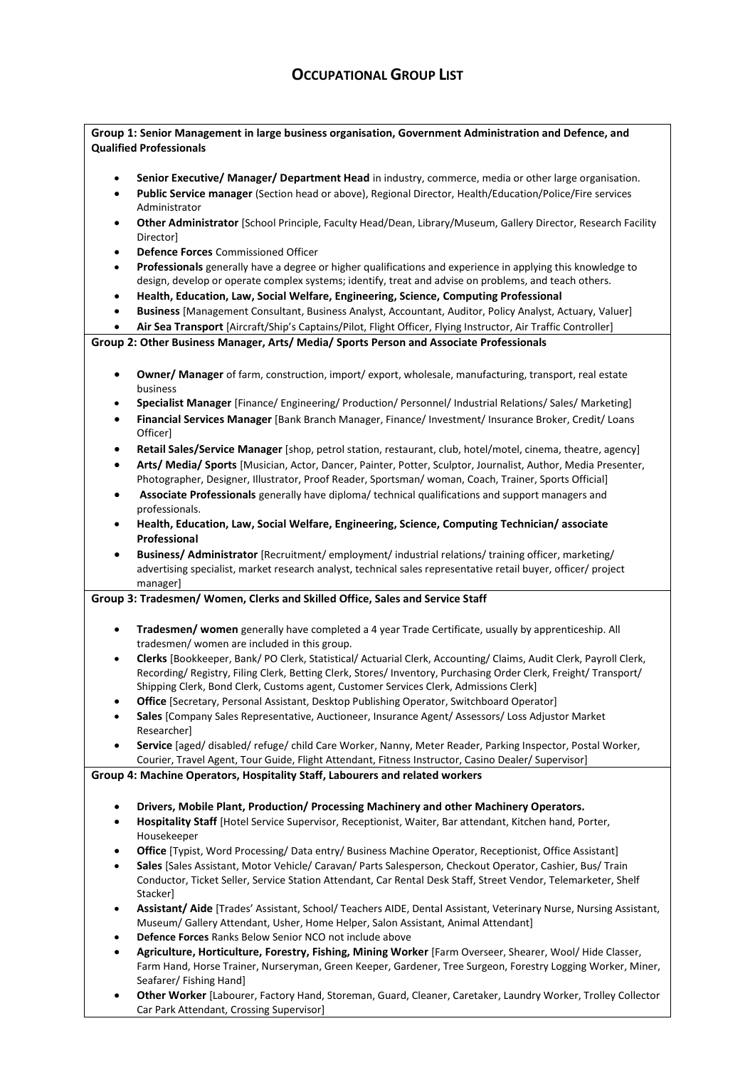# Occupational Group List

**Group 1: Senior Management in large business organisation, Government Administration and Defence, and Qualified Professionals**

- **Senior Executive/ Manager/ Department Head** in industry, commerce, media or other large organisation.
- **Public Service manager** (Section head or above), Regional Director, Health/Education/Police/Fire services Administrator
- **Other Administrator** [School Principle, Faculty Head/Dean, Library/Museum, Gallery Director, Research Facility Director]
- **Defence Forces** Commissioned Officer
- **Professionals** generally have a degree or higher qualifications and experience in applying this knowledge to design, develop or operate complex systems; identify, treat and advise on problems, and teach others.
- **Health, Education, Law, Social Welfare, Engineering, Science, Computing Professional**
- **Business** [Management Consultant, Business Analyst, Accountant, Auditor, Policy Analyst, Actuary, Valuer]
- **Air Sea Transport** [Aircraft/Ship's Captains/Pilot, Flight Officer, Flying Instructor, Air Traffic Controller]

**Group 2: Other Business Manager, Arts/ Media/ Sports Person and Associate Professionals**

- **Owner/ Manager** of farm, construction, import/ export, wholesale, manufacturing, transport, real estate business
- **Specialist Manager** [Finance/ Engineering/ Production/ Personnel/ Industrial Relations/ Sales/ Marketing]
- **Financial Services Manager** [Bank Branch Manager, Finance/ Investment/ Insurance Broker, Credit/ Loans Officer]
- **Retail Sales/Service Manager** [shop, petrol station, restaurant, club, hotel/motel, cinema, theatre, agency]
- **Arts/ Media/ Sports** [Musician, Actor, Dancer, Painter, Potter, Sculptor, Journalist, Author, Media Presenter, Photographer, Designer, Illustrator, Proof Reader, Sportsman/ woman, Coach, Trainer, Sports Official]
- **Associate Professionals** generally have diploma/ technical qualifications and support managers and professionals.
- **Health, Education, Law, Social Welfare, Engineering, Science, Computing Technician/ associate Professional**
- **Business/ Administrator** [Recruitment/ employment/ industrial relations/ training officer, marketing/ advertising specialist, market research analyst, technical sales representative retail buyer, officer/ project manager]

**Group 3: Tradesmen/ Women, Clerks and Skilled Office, Sales and Service Staff**

- **Tradesmen/ women** generally have completed a 4 year Trade Certificate, usually by apprenticeship. All tradesmen/ women are included in this group.
- **Clerks** [Bookkeeper, Bank/ PO Clerk, Statistical/ Actuarial Clerk, Accounting/ Claims, Audit Clerk, Payroll Clerk, Recording/ Registry, Filing Clerk, Betting Clerk, Stores/ Inventory, Purchasing Order Clerk, Freight/ Transport/ Shipping Clerk, Bond Clerk, Customs agent, Customer Services Clerk, Admissions Clerk]
- **Office** [Secretary, Personal Assistant, Desktop Publishing Operator, Switchboard Operator]
- **Sales** [Company Sales Representative, Auctioneer, Insurance Agent/ Assessors/ Loss Adjustor Market Researcher]
- **Service** [aged/ disabled/ refuge/ child Care Worker, Nanny, Meter Reader, Parking Inspector, Postal Worker, Courier, Travel Agent, Tour Guide, Flight Attendant, Fitness Instructor, Casino Dealer/ Supervisor]

**Group 4: Machine Operators, Hospitality Staff, Labourers and related workers**

- **Drivers, Mobile Plant, Production/ Processing Machinery and other Machinery Operators.**
- **Hospitality Staff** [Hotel Service Supervisor, Receptionist, Waiter, Bar attendant, Kitchen hand, Porter, Housekeeper
- **Office** [Typist, Word Processing/ Data entry/ Business Machine Operator, Receptionist, Office Assistant]
- **Sales** [Sales Assistant, Motor Vehicle/ Caravan/ Parts Salesperson, Checkout Operator, Cashier, Bus/ Train Conductor, Ticket Seller, Service Station Attendant, Car Rental Desk Staff, Street Vendor, Telemarketer, Shelf Stacker]
- **Assistant/ Aide** [Trades' Assistant, School/ Teachers AIDE, Dental Assistant, Veterinary Nurse, Nursing Assistant, Museum/ Gallery Attendant, Usher, Home Helper, Salon Assistant, Animal Attendant]
- **Defence Forces** Ranks Below Senior NCO not include above
- **Agriculture, Horticulture, Forestry, Fishing, Mining Worker** [Farm Overseer, Shearer, Wool/ Hide Classer, Farm Hand, Horse Trainer, Nurseryman, Green Keeper, Gardener, Tree Surgeon, Forestry Logging Worker, Miner, Seafarer/ Fishing Hand]
- **Other Worker** [Labourer, Factory Hand, Storeman, Guard, Cleaner, Caretaker, Laundry Worker, Trolley Collector Car Park Attendant, Crossing Supervisor]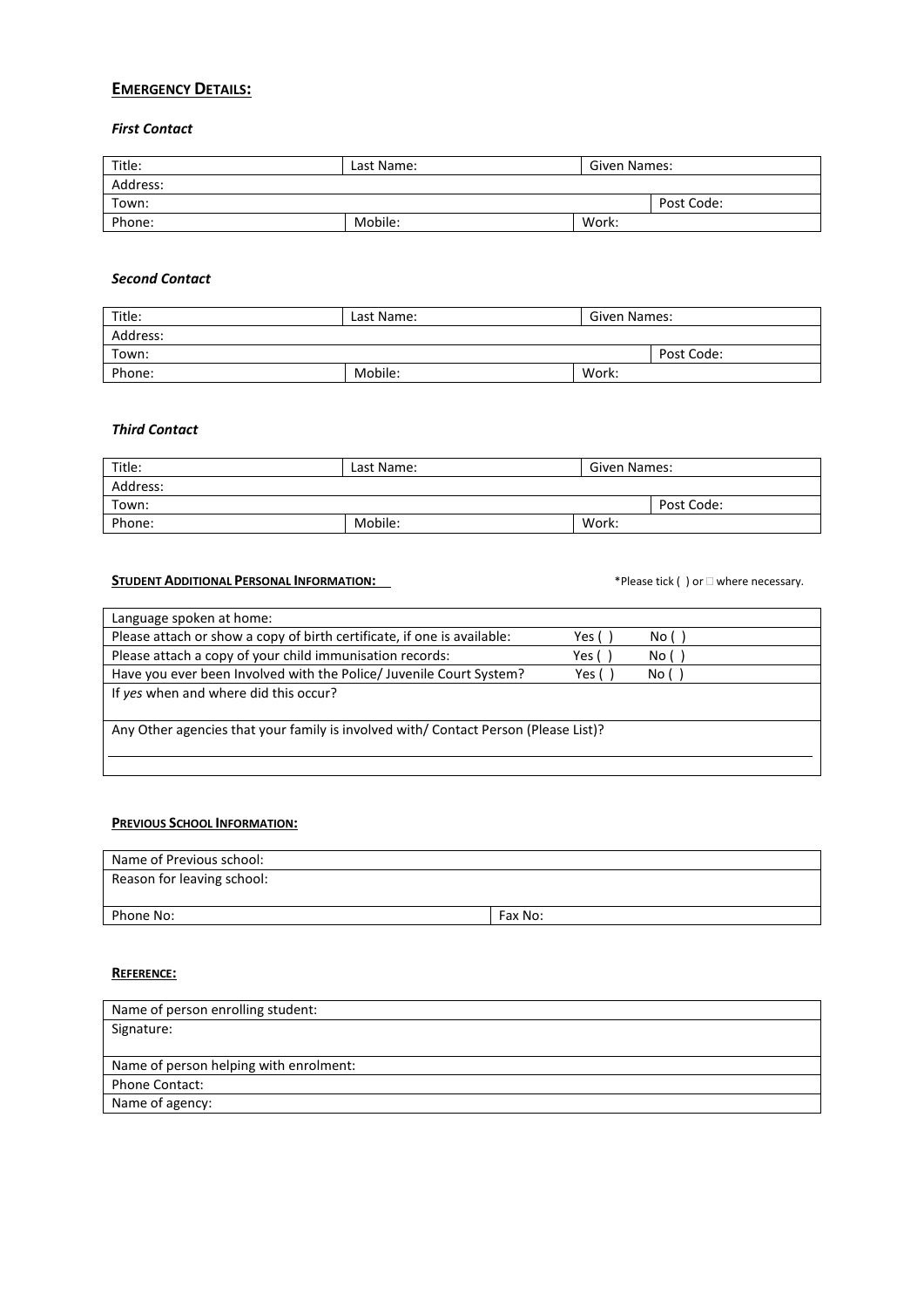## EMERGENCY DETAILS:

### *First Contact*

| Title: | Last Name: | Given Names: | |
|---|---|---|---|
| Address: | | | |
| Town: | | | Post Code: |
| Phone: | Mobile: | Work: | |

### *Second Contact*

| Title: | Last Name: | Given Names: | |
|---|---|---|---|
| Address: | | | |
| Town: | | | Post Code: |
| Phone: | Mobile: | Work: | |

### *Third Contact*

| Title: | Last Name: | Given Names: | |
|---|---|---|---|
| Address: | | | |
| Town: | | | Post Code: |
| Phone: | Mobile: | Work: | |

## STUDENT ADDITIONAL PERSONAL INFORMATION:

*Please tick ( ) or □ where necessary.

| Language spoken at home: | | |
|---|---|---|
| Please attach or show a copy of birth certificate, if one is available: | Yes ( ) | No ( ) |
| Please attach a copy of your child immunisation records: | Yes ( ) | No ( ) |
| Have you ever been Involved with the Police/ Juvenile Court System? | Yes ( ) | No ( ) |
| If *yes* when and where did this occur? | | |
| Any Other agencies that your family is involved with/ Contact Person (Please List)? | | |

## PREVIOUS SCHOOL INFORMATION:

| Name of Previous school: | |
|---|---|
| Reason for leaving school: | |
| Phone No: | Fax No: |

## REFERENCE:

| Name of person enrolling student: |
|---|
| Signature: |
| Name of person helping with enrolment: |
| Phone Contact: |
| Name of agency: |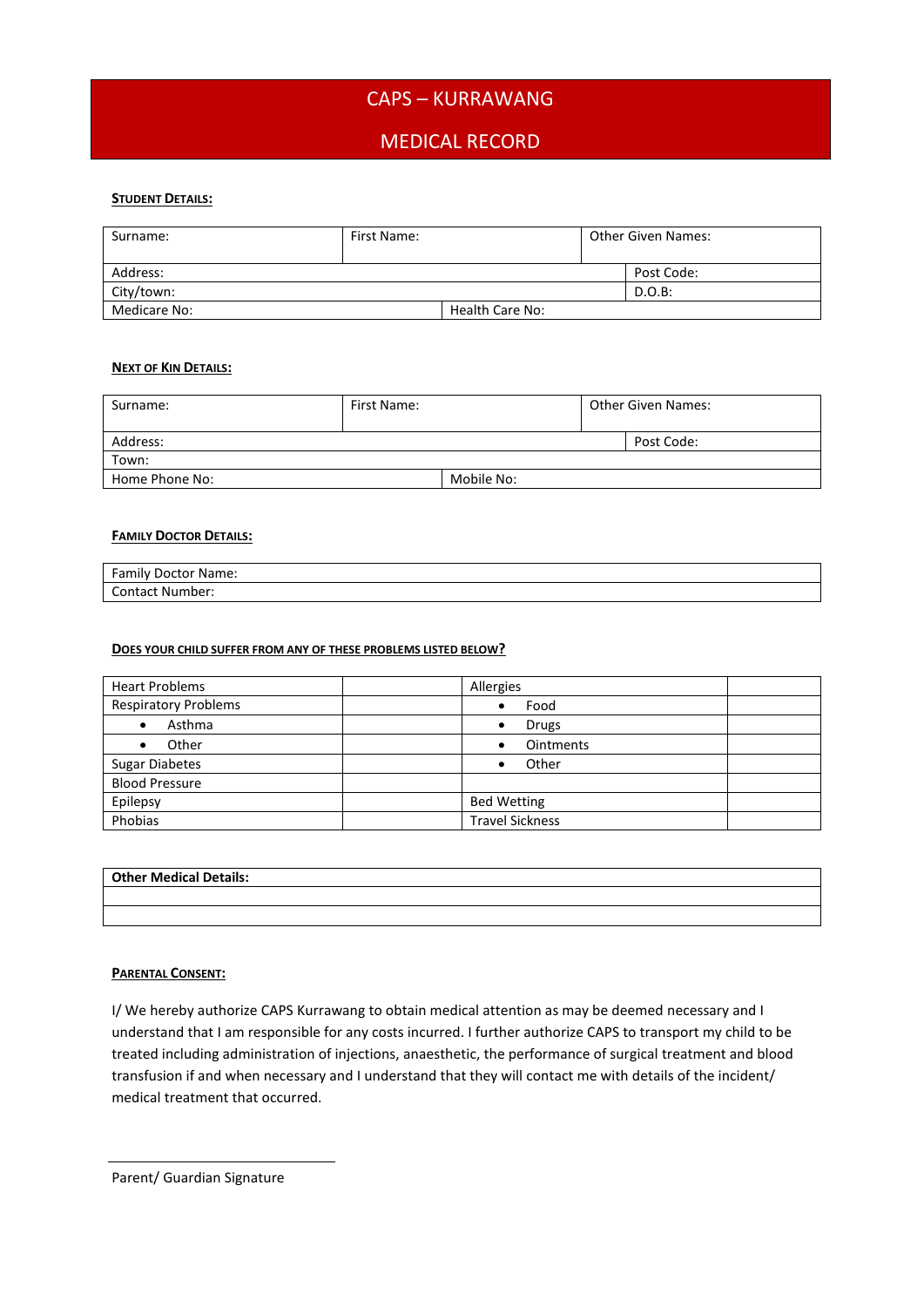# CAPS – KURRAWANG

## MEDICAL RECORD

**Student Details:**

| Surname: | First Name: | Other Given Names: |
|---|---|---|
| Address: | | Post Code: |
| City/town: | | D.O.B: |
| Medicare No: | Health Care No: | |

**Next of Kin Details:**

| Surname: | First Name: | Other Given Names: |
|---|---|---|
| Address: | | Post Code: |
| Town: | | |
| Home Phone No: | Mobile No: | |

**Family Doctor Details:**

| Family Doctor Name: |
|---|
| Contact Number: |

**Does your child suffer from any of these problems listed below?**

| | | | |
|---|---|---|---|
| Heart Problems | | Allergies | |
| Respiratory Problems | | • Food | |
| • Asthma | | • Drugs | |
| • Other | | • Ointments | |
| Sugar Diabetes | | • Other | |
| Blood Pressure | | | |
| Epilepsy | | Bed Wetting | |
| Phobias | | Travel Sickness | |

| **Other Medical Details:** |
|---|
| |
| |

**Parental Consent:**

I/ We hereby authorize CAPS Kurrawang to obtain medical attention as may be deemed necessary and I understand that I am responsible for any costs incurred. I further authorize CAPS to transport my child to be treated including administration of injections, anaesthetic, the performance of surgical treatment and blood transfusion if and when necessary and I understand that they will contact me with details of the incident/ medical treatment that occurred.

\_\_\_\_\_\_\_\_\_\_\_\_\_\_\_\_\_\_\_\_\_\_\_\_\_\_\_\_

Parent/ Guardian Signature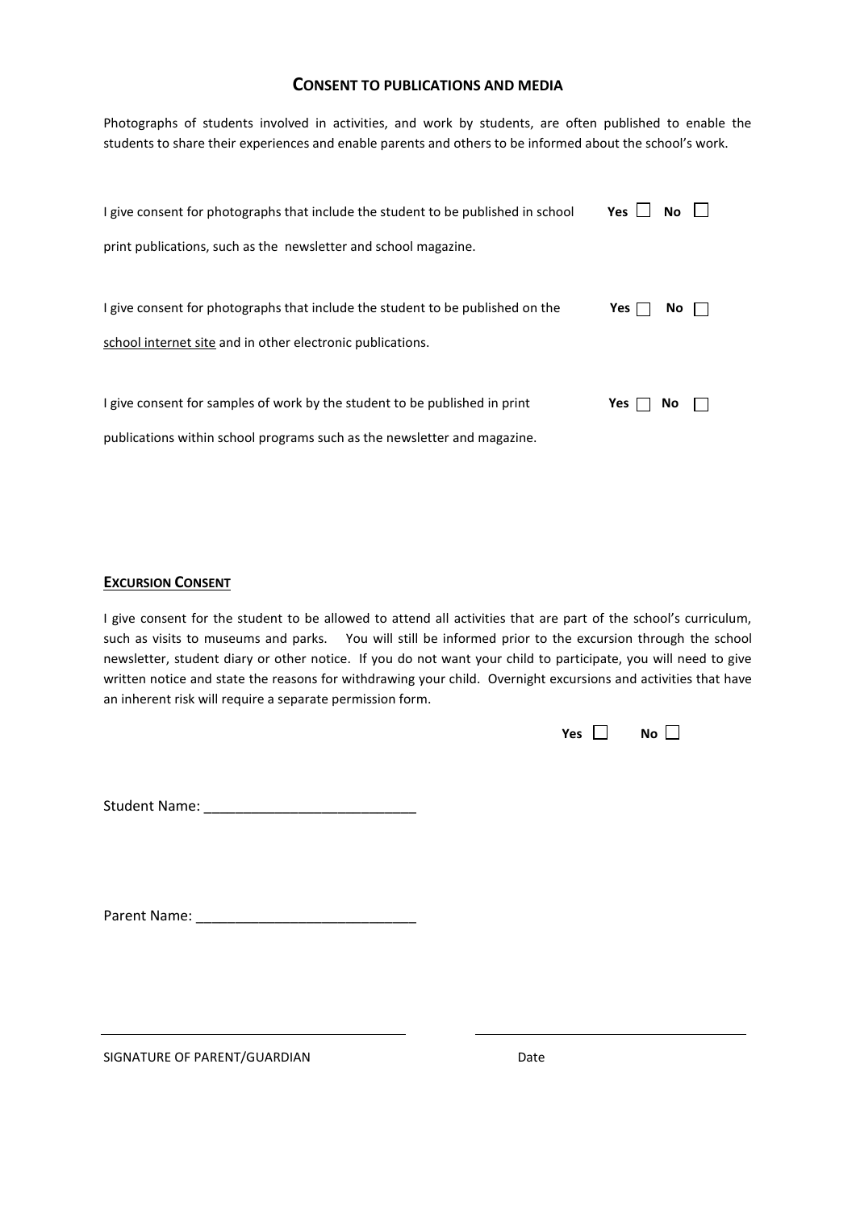## CONSENT TO PUBLICATIONS AND MEDIA

Photographs of students involved in activities, and work by students, are often published to enable the students to share their experiences and enable parents and others to be informed about the school's work.

I give consent for photographs that include the student to be published in school print publications, such as the newsletter and school magazine. **Yes** ☐ **No** ☐

I give consent for photographs that include the student to be published on the school internet site and in other electronic publications. **Yes** ☐ **No** ☐

I give consent for samples of work by the student to be published in print publications within school programs such as the newsletter and magazine. **Yes** ☐ **No** ☐

## EXCURSION CONSENT

I give consent for the student to be allowed to attend all activities that are part of the school's curriculum, such as visits to museums and parks. You will still be informed prior to the excursion through the school newsletter, student diary or other notice. If you do not want your child to participate, you will need to give written notice and state the reasons for withdrawing your child. Overnight excursions and activities that have an inherent risk will require a separate permission form.

**Yes** ☐ **No** ☐

Student Name: ___________________________

Parent Name: ____________________________

_____________________________________ _____________________________________

SIGNATURE OF PARENT/GUARDIAN Date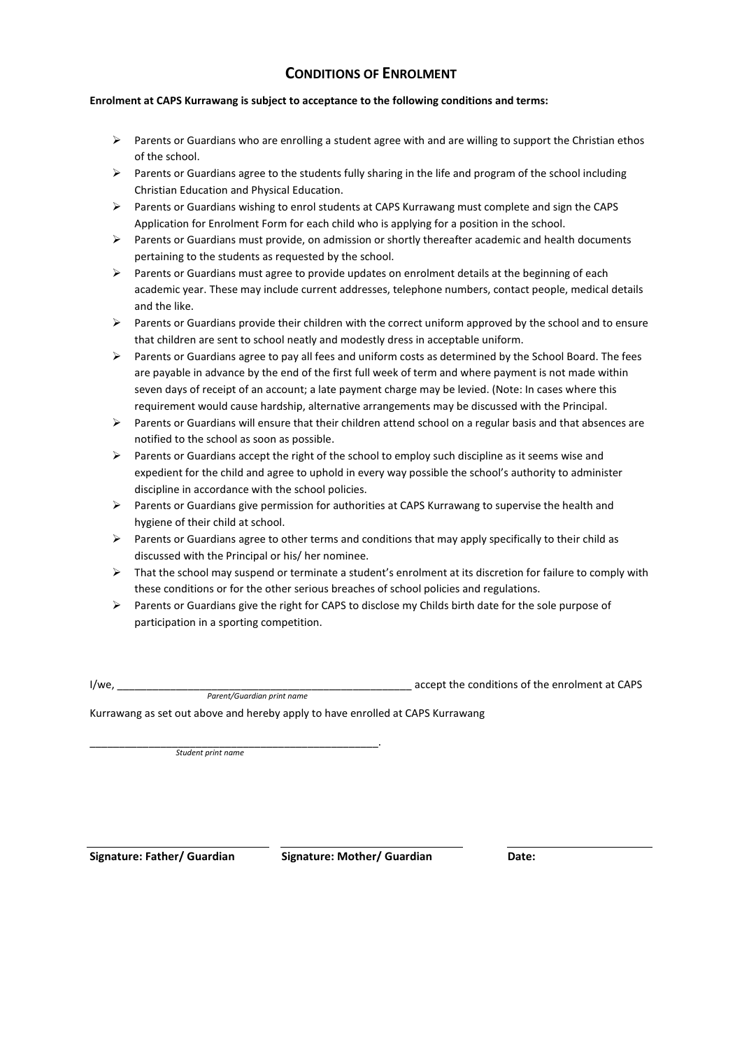# Conditions of Enrolment

**Enrolment at CAPS Kurrawang is subject to acceptance to the following conditions and terms:**

- Parents or Guardians who are enrolling a student agree with and are willing to support the Christian ethos of the school.
- Parents or Guardians agree to the students fully sharing in the life and program of the school including Christian Education and Physical Education.
- Parents or Guardians wishing to enrol students at CAPS Kurrawang must complete and sign the CAPS Application for Enrolment Form for each child who is applying for a position in the school.
- Parents or Guardians must provide, on admission or shortly thereafter academic and health documents pertaining to the students as requested by the school.
- Parents or Guardians must agree to provide updates on enrolment details at the beginning of each academic year. These may include current addresses, telephone numbers, contact people, medical details and the like.
- Parents or Guardians provide their children with the correct uniform approved by the school and to ensure that children are sent to school neatly and modestly dress in acceptable uniform.
- Parents or Guardians agree to pay all fees and uniform costs as determined by the School Board. The fees are payable in advance by the end of the first full week of term and where payment is not made within seven days of receipt of an account; a late payment charge may be levied. (Note: In cases where this requirement would cause hardship, alternative arrangements may be discussed with the Principal.
- Parents or Guardians will ensure that their children attend school on a regular basis and that absences are notified to the school as soon as possible.
- Parents or Guardians accept the right of the school to employ such discipline as it seems wise and expedient for the child and agree to uphold in every way possible the school's authority to administer discipline in accordance with the school policies.
- Parents or Guardians give permission for authorities at CAPS Kurrawang to supervise the health and hygiene of their child at school.
- Parents or Guardians agree to other terms and conditions that may apply specifically to their child as discussed with the Principal or his/ her nominee.
- That the school may suspend or terminate a student's enrolment at its discretion for failure to comply with these conditions or for the other serious breaches of school policies and regulations.
- Parents or Guardians give the right for CAPS to disclose my Childs birth date for the sole purpose of participation in a sporting competition.

I/we, ___________________________________________________ accept the conditions of the enrolment at CAPS
*Parent/Guardian print name*

Kurrawang as set out above and hereby apply to have enrolled at CAPS Kurrawang

__________________________________________________.
*Student print name*

| ______________________________ | ______________________________ | ________________________ |
|---|---|---|
| **Signature: Father/ Guardian** | **Signature: Mother/ Guardian** | **Date:** |